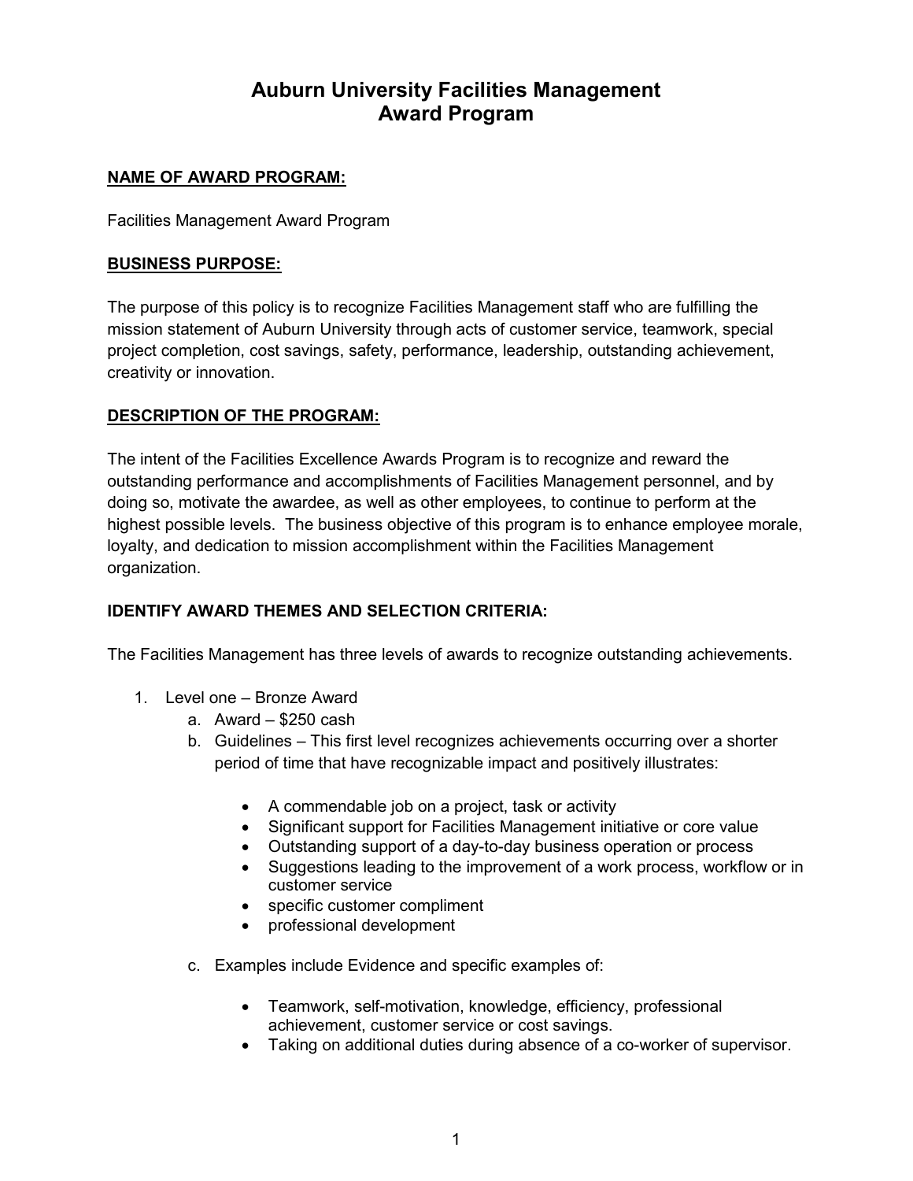# Auburn University Facilities Management Award Program

**NAME OF AWARD PROGRAM:**

Facilities Management Award Program

**BUSINESS PURPOSE:**

The purpose of this policy is to recognize Facilities Management staff who are fulfilling the mission statement of Auburn University through acts of customer service, teamwork, special project completion, cost savings, safety, performance, leadership, outstanding achievement, creativity or innovation.

**DESCRIPTION OF THE PROGRAM:**

The intent of the Facilities Excellence Awards Program is to recognize and reward the outstanding performance and accomplishments of Facilities Management personnel, and by doing so, motivate the awardee, as well as other employees, to continue to perform at the highest possible levels. The business objective of this program is to enhance employee morale, loyalty, and dedication to mission accomplishment within the Facilities Management organization.

**IDENTIFY AWARD THEMES AND SELECTION CRITERIA:**

The Facilities Management has three levels of awards to recognize outstanding achievements.

1. Level one – Bronze Award
   a. Award – $250 cash
   b. Guidelines – This first level recognizes achievements occurring over a shorter period of time that have recognizable impact and positively illustrates:
      - A commendable job on a project, task or activity
      - Significant support for Facilities Management initiative or core value
      - Outstanding support of a day-to-day business operation or process
      - Suggestions leading to the improvement of a work process, workflow or in customer service
      - specific customer compliment
      - professional development
   c. Examples include Evidence and specific examples of:
      - Teamwork, self-motivation, knowledge, efficiency, professional achievement, customer service or cost savings.
      - Taking on additional duties during absence of a co-worker of supervisor.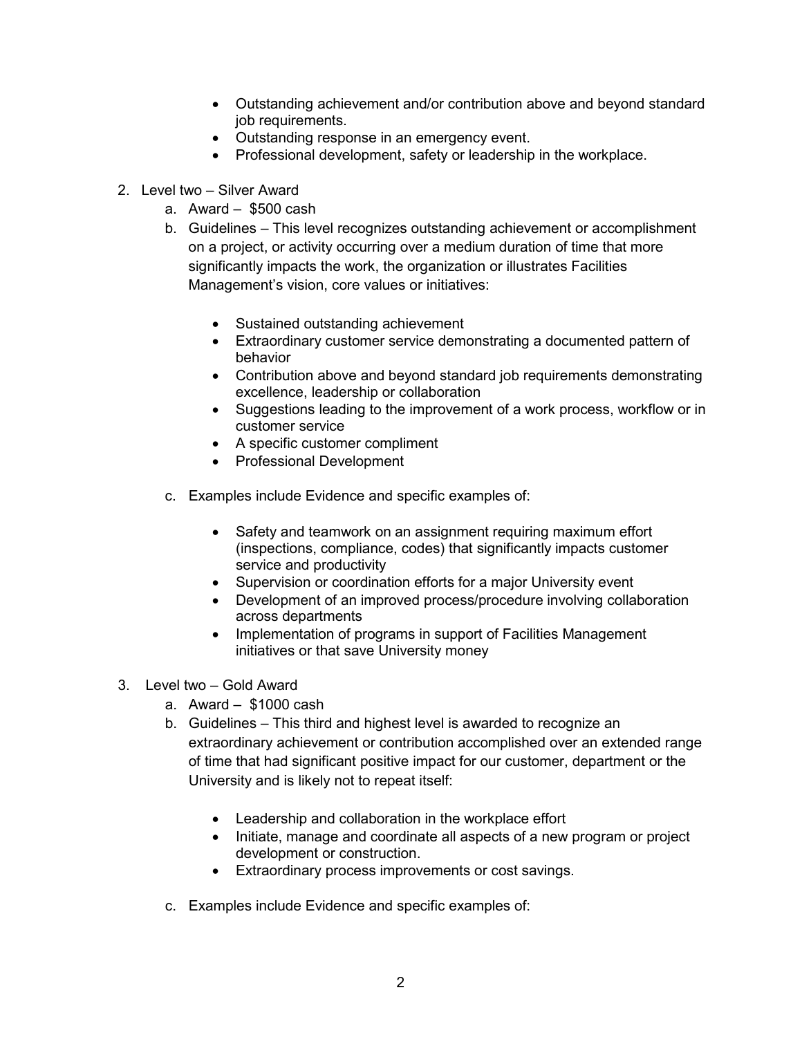- Outstanding achievement and/or contribution above and beyond standard job requirements.
- Outstanding response in an emergency event.
- Professional development, safety or leadership in the workplace.

2. Level two – Silver Award
   a. Award – $500 cash
   b. Guidelines – This level recognizes outstanding achievement or accomplishment on a project, or activity occurring over a medium duration of time that more significantly impacts the work, the organization or illustrates Facilities Management's vision, core values or initiatives:

      - Sustained outstanding achievement
      - Extraordinary customer service demonstrating a documented pattern of behavior
      - Contribution above and beyond standard job requirements demonstrating excellence, leadership or collaboration
      - Suggestions leading to the improvement of a work process, workflow or in customer service
      - A specific customer compliment
      - Professional Development

   c. Examples include Evidence and specific examples of:

      - Safety and teamwork on an assignment requiring maximum effort (inspections, compliance, codes) that significantly impacts customer service and productivity
      - Supervision or coordination efforts for a major University event
      - Development of an improved process/procedure involving collaboration across departments
      - Implementation of programs in support of Facilities Management initiatives or that save University money

3. Level two – Gold Award
   a. Award – $1000 cash
   b. Guidelines – This third and highest level is awarded to recognize an extraordinary achievement or contribution accomplished over an extended range of time that had significant positive impact for our customer, department or the University and is likely not to repeat itself:

      - Leadership and collaboration in the workplace effort
      - Initiate, manage and coordinate all aspects of a new program or project development or construction.
      - Extraordinary process improvements or cost savings.

   c. Examples include Evidence and specific examples of: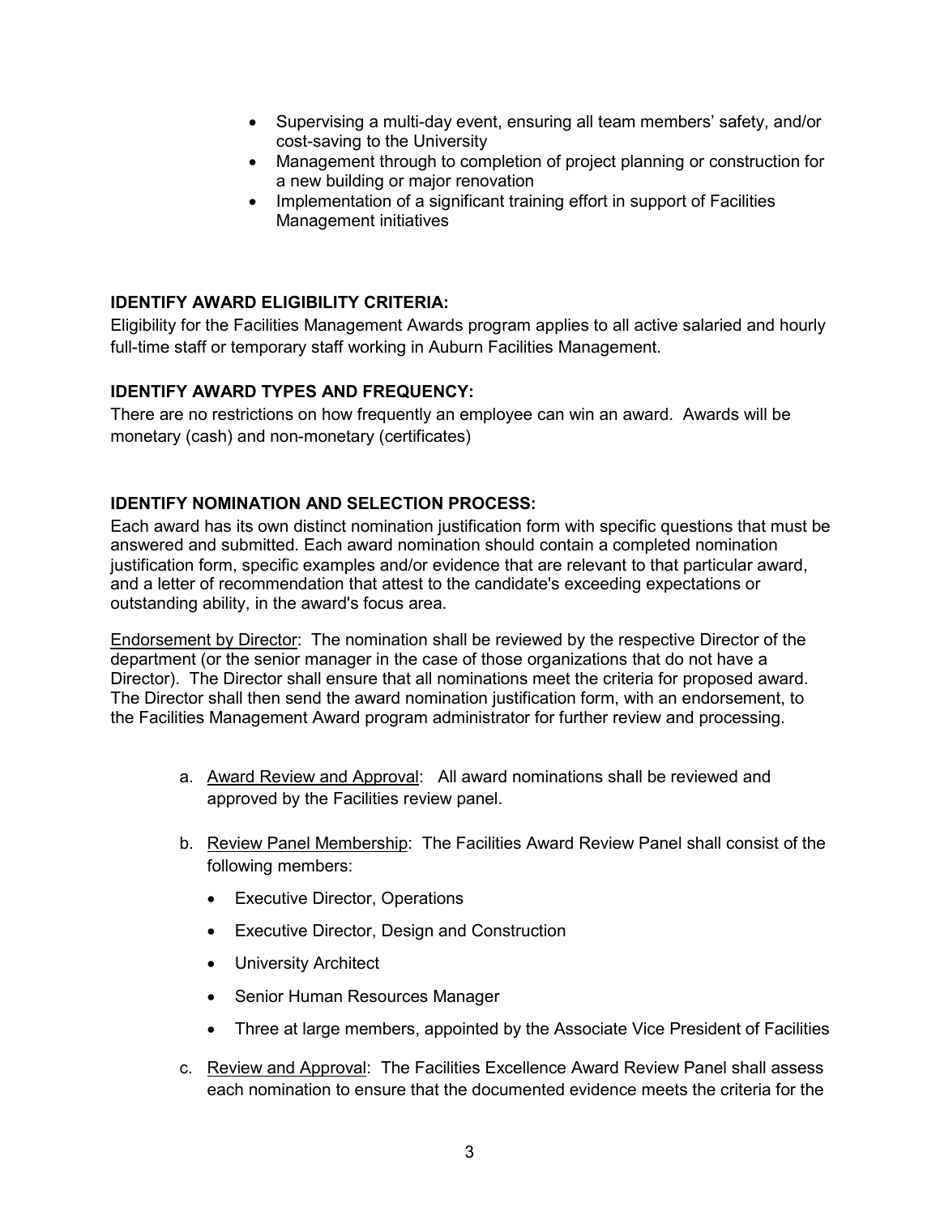- Supervising a multi-day event, ensuring all team members' safety, and/or cost-saving to the University
- Management through to completion of project planning or construction for a new building or major renovation
- Implementation of a significant training effort in support of Facilities Management initiatives

**IDENTIFY AWARD ELIGIBILITY CRITERIA:**

Eligibility for the Facilities Management Awards program applies to all active salaried and hourly full-time staff or temporary staff working in Auburn Facilities Management.

**IDENTIFY AWARD TYPES AND FREQUENCY:**

There are no restrictions on how frequently an employee can win an award. Awards will be monetary (cash) and non-monetary (certificates)

**IDENTIFY NOMINATION AND SELECTION PROCESS:**

Each award has its own distinct nomination justification form with specific questions that must be answered and submitted. Each award nomination should contain a completed nomination justification form, specific examples and/or evidence that are relevant to that particular award, and a letter of recommendation that attest to the candidate's exceeding expectations or outstanding ability, in the award's focus area.

Endorsement by Director: The nomination shall be reviewed by the respective Director of the department (or the senior manager in the case of those organizations that do not have a Director). The Director shall ensure that all nominations meet the criteria for proposed award. The Director shall then send the award nomination justification form, with an endorsement, to the Facilities Management Award program administrator for further review and processing.

a. Award Review and Approval: All award nominations shall be reviewed and approved by the Facilities review panel.

b. Review Panel Membership: The Facilities Award Review Panel shall consist of the following members:

   - Executive Director, Operations
   - Executive Director, Design and Construction
   - University Architect
   - Senior Human Resources Manager
   - Three at large members, appointed by the Associate Vice President of Facilities

c. Review and Approval: The Facilities Excellence Award Review Panel shall assess each nomination to ensure that the documented evidence meets the criteria for the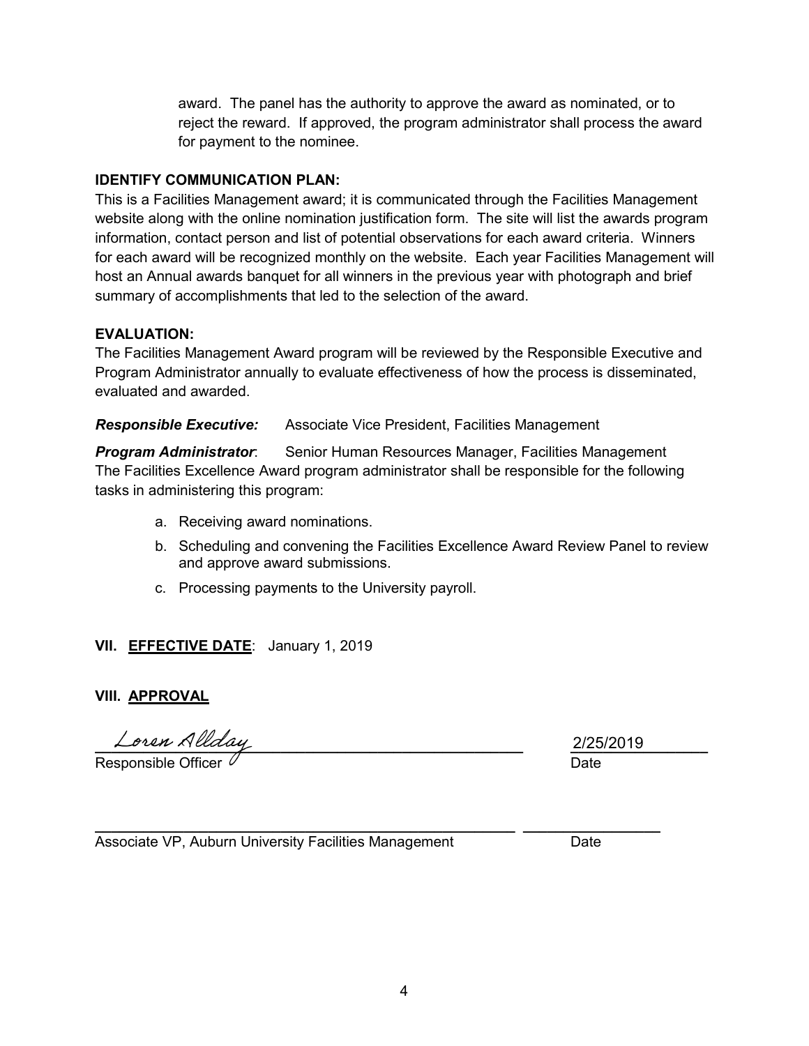award. The panel has the authority to approve the award as nominated, or to reject the reward. If approved, the program administrator shall process the award for payment to the nominee.

**IDENTIFY COMMUNICATION PLAN:**

This is a Facilities Management award; it is communicated through the Facilities Management website along with the online nomination justification form. The site will list the awards program information, contact person and list of potential observations for each award criteria. Winners for each award will be recognized monthly on the website. Each year Facilities Management will host an Annual awards banquet for all winners in the previous year with photograph and brief summary of accomplishments that led to the selection of the award.

**EVALUATION:**

The Facilities Management Award program will be reviewed by the Responsible Executive and Program Administrator annually to evaluate effectiveness of how the process is disseminated, evaluated and awarded.

***Responsible Executive:*** Associate Vice President, Facilities Management

***Program Administrator***: Senior Human Resources Manager, Facilities Management

The Facilities Excellence Award program administrator shall be responsible for the following tasks in administering this program:

a. Receiving award nominations.

b. Scheduling and convening the Facilities Excellence Award Review Panel to review and approve award submissions.

c. Processing payments to the University payroll.

**VII. <u>EFFECTIVE DATE</u>**: January 1, 2019

**VIII. <u>APPROVAL</u>**

Loren Allday ____________________ 2/25/2019

Responsible Officer Date

______________________________ ______________

Associate VP, Auburn University Facilities Management Date